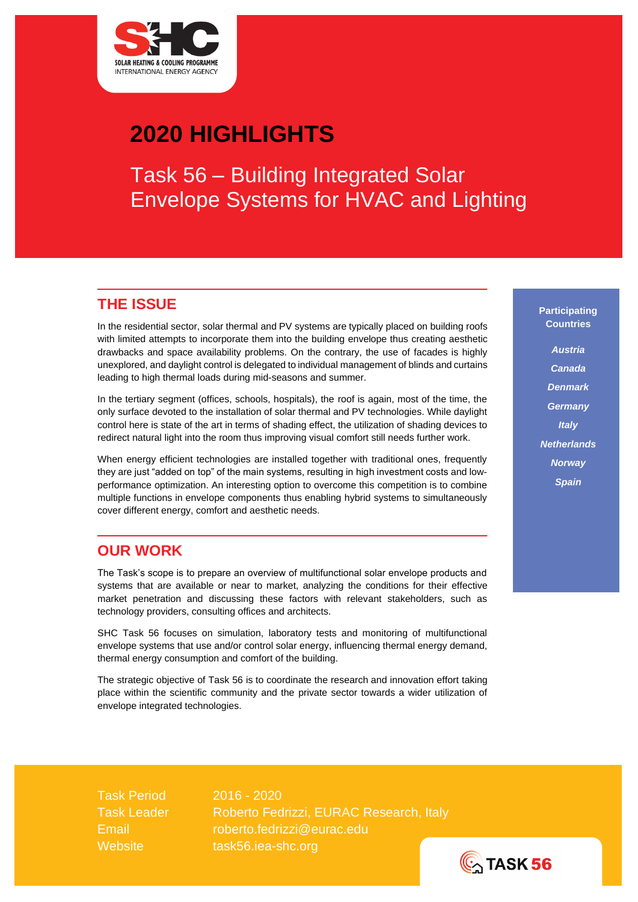# 2020 HIGHLIGHTS

## Task 56 – Building Integrated Solar Envelope Systems for HVAC and Lighting

## THE ISSUE

In the residential sector, solar thermal and PV systems are typically placed on building roofs with limited attempts to incorporate them into the building envelope thus creating aesthetic drawbacks and space availability problems. On the contrary, the use of facades is highly unexplored, and daylight control is delegated to individual management of blinds and curtains leading to high thermal loads during mid-seasons and summer.

In the tertiary segment (offices, schools, hospitals), the roof is again, most of the time, the only surface devoted to the installation of solar thermal and PV technologies. While daylight control here is state of the art in terms of shading effect, the utilization of shading devices to redirect natural light into the room thus improving visual comfort still needs further work.

When energy efficient technologies are installed together with traditional ones, frequently they are just "added on top" of the main systems, resulting in high investment costs and low-performance optimization. An interesting option to overcome this competition is to combine multiple functions in envelope components thus enabling hybrid systems to simultaneously cover different energy, comfort and aesthetic needs.

## OUR WORK

The Task's scope is to prepare an overview of multifunctional solar envelope products and systems that are available or near to market, analyzing the conditions for their effective market penetration and discussing these factors with relevant stakeholders, such as technology providers, consulting offices and architects.

SHC Task 56 focuses on simulation, laboratory tests and monitoring of multifunctional envelope systems that use and/or control solar energy, influencing thermal energy demand, thermal energy consumption and comfort of the building.

The strategic objective of Task 56 is to coordinate the research and innovation effort taking place within the scientific community and the private sector towards a wider utilization of envelope integrated technologies.

**Participating Countries**

*Austria*
*Canada*
*Denmark*
*Germany*
*Italy*
*Netherlands*
*Norway*
*Spain*

| | |
|---|---|
| Task Period | 2016 - 2020 |
| Task Leader | Roberto Fedrizzi, EURAC Research, Italy |
| Email | roberto.fedrizzi@eurac.edu |
| Website | task56.iea-shc.org |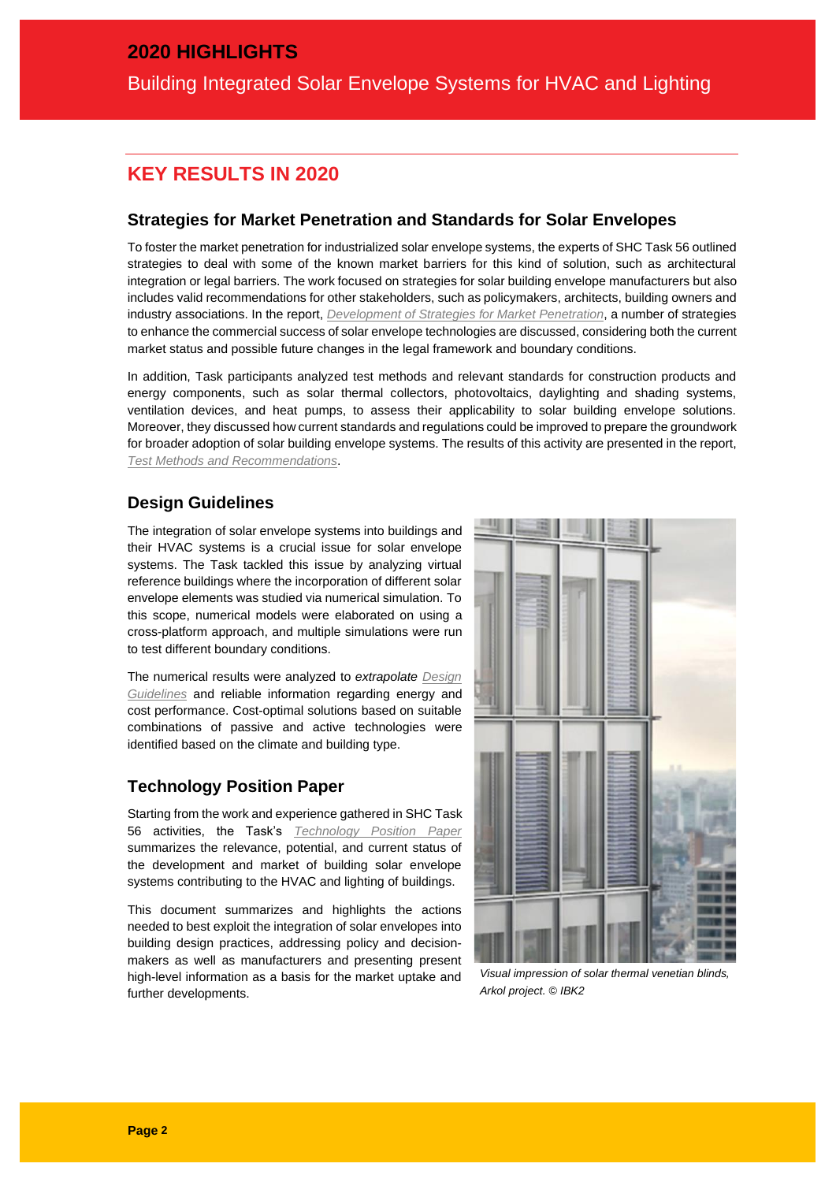# 2020 HIGHLIGHTS

Building Integrated Solar Envelope Systems for HVAC and Lighting

## KEY RESULTS IN 2020

### Strategies for Market Penetration and Standards for Solar Envelopes

To foster the market penetration for industrialized solar envelope systems, the experts of SHC Task 56 outlined strategies to deal with some of the known market barriers for this kind of solution, such as architectural integration or legal barriers. The work focused on strategies for solar building envelope manufacturers but also includes valid recommendations for other stakeholders, such as policymakers, architects, building owners and industry associations. In the report, *Development of Strategies for Market Penetration*, a number of strategies to enhance the commercial success of solar envelope technologies are discussed, considering both the current market status and possible future changes in the legal framework and boundary conditions.

In addition, Task participants analyzed test methods and relevant standards for construction products and energy components, such as solar thermal collectors, photovoltaics, daylighting and shading systems, ventilation devices, and heat pumps, to assess their applicability to solar building envelope solutions. Moreover, they discussed how current standards and regulations could be improved to prepare the groundwork for broader adoption of solar building envelope systems. The results of this activity are presented in the report, *Test Methods and Recommendations*.

### Design Guidelines

The integration of solar envelope systems into buildings and their HVAC systems is a crucial issue for solar envelope systems. The Task tackled this issue by analyzing virtual reference buildings where the incorporation of different solar envelope elements was studied via numerical simulation. To this scope, numerical models were elaborated on using a cross-platform approach, and multiple simulations were run to test different boundary conditions.

The numerical results were analyzed to *extrapolate* Design Guidelines and reliable information regarding energy and cost performance. Cost-optimal solutions based on suitable combinations of passive and active technologies were identified based on the climate and building type.

### Technology Position Paper

Starting from the work and experience gathered in SHC Task 56 activities, the Task's *Technology Position Paper* summarizes the relevance, potential, and current status of the development and market of building solar envelope systems contributing to the HVAC and lighting of buildings.

This document summarizes and highlights the actions needed to best exploit the integration of solar envelopes into building design practices, addressing policy and decision-makers as well as manufacturers and presenting present high-level information as a basis for the market uptake and further developments.

*Visual impression of solar thermal venetian blinds, Arkol project. © IBK2*